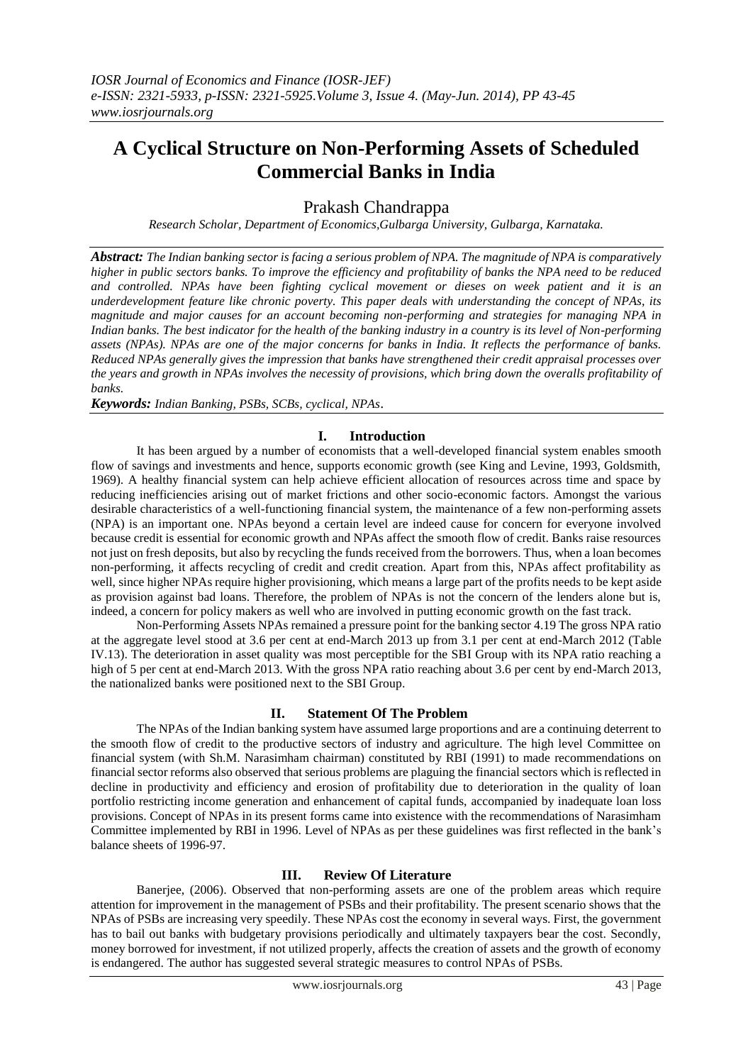# A Cyclical Structure on Non-Performing Assets of Scheduled Commercial Banks in India

Prakash Chandrappa

*Research Scholar, Department of Economics,Gulbarga University, Gulbarga, Karnataka.*

***Abstract:*** *The Indian banking sector is facing a serious problem of NPA. The magnitude of NPA is comparatively higher in public sectors banks. To improve the efficiency and profitability of banks the NPA need to be reduced and controlled. NPAs have been fighting cyclical movement or dieses on week patient and it is an underdevelopment feature like chronic poverty. This paper deals with understanding the concept of NPAs, its magnitude and major causes for an account becoming non-performing and strategies for managing NPA in Indian banks. The best indicator for the health of the banking industry in a country is its level of Non-performing assets (NPAs). NPAs are one of the major concerns for banks in India. It reflects the performance of banks. Reduced NPAs generally gives the impression that banks have strengthened their credit appraisal processes over the years and growth in NPAs involves the necessity of provisions, which bring down the overalls profitability of banks.*

***Keywords:*** *Indian Banking, PSBs, SCBs, cyclical, NPAs.*

## I. Introduction

It has been argued by a number of economists that a well-developed financial system enables smooth flow of savings and investments and hence, supports economic growth (see King and Levine, 1993, Goldsmith, 1969). A healthy financial system can help achieve efficient allocation of resources across time and space by reducing inefficiencies arising out of market frictions and other socio-economic factors. Amongst the various desirable characteristics of a well-functioning financial system, the maintenance of a few non-performing assets (NPA) is an important one. NPAs beyond a certain level are indeed cause for concern for everyone involved because credit is essential for economic growth and NPAs affect the smooth flow of credit. Banks raise resources not just on fresh deposits, but also by recycling the funds received from the borrowers. Thus, when a loan becomes non-performing, it affects recycling of credit and credit creation. Apart from this, NPAs affect profitability as well, since higher NPAs require higher provisioning, which means a large part of the profits needs to be kept aside as provision against bad loans. Therefore, the problem of NPAs is not the concern of the lenders alone but is, indeed, a concern for policy makers as well who are involved in putting economic growth on the fast track.

Non-Performing Assets NPAs remained a pressure point for the banking sector 4.19 The gross NPA ratio at the aggregate level stood at 3.6 per cent at end-March 2013 up from 3.1 per cent at end-March 2012 (Table IV.13). The deterioration in asset quality was most perceptible for the SBI Group with its NPA ratio reaching a high of 5 per cent at end-March 2013. With the gross NPA ratio reaching about 3.6 per cent by end-March 2013, the nationalized banks were positioned next to the SBI Group.

## II. Statement Of The Problem

The NPAs of the Indian banking system have assumed large proportions and are a continuing deterrent to the smooth flow of credit to the productive sectors of industry and agriculture. The high level Committee on financial system (with Sh.M. Narasimham chairman) constituted by RBI (1991) to made recommendations on financial sector reforms also observed that serious problems are plaguing the financial sectors which is reflected in decline in productivity and efficiency and erosion of profitability due to deterioration in the quality of loan portfolio restricting income generation and enhancement of capital funds, accompanied by inadequate loan loss provisions. Concept of NPAs in its present forms came into existence with the recommendations of Narasimham Committee implemented by RBI in 1996. Level of NPAs as per these guidelines was first reflected in the bank's balance sheets of 1996-97.

## III. Review Of Literature

Banerjee, (2006). Observed that non-performing assets are one of the problem areas which require attention for improvement in the management of PSBs and their profitability. The present scenario shows that the NPAs of PSBs are increasing very speedily. These NPAs cost the economy in several ways. First, the government has to bail out banks with budgetary provisions periodically and ultimately taxpayers bear the cost. Secondly, money borrowed for investment, if not utilized properly, affects the creation of assets and the growth of economy is endangered. The author has suggested several strategic measures to control NPAs of PSBs.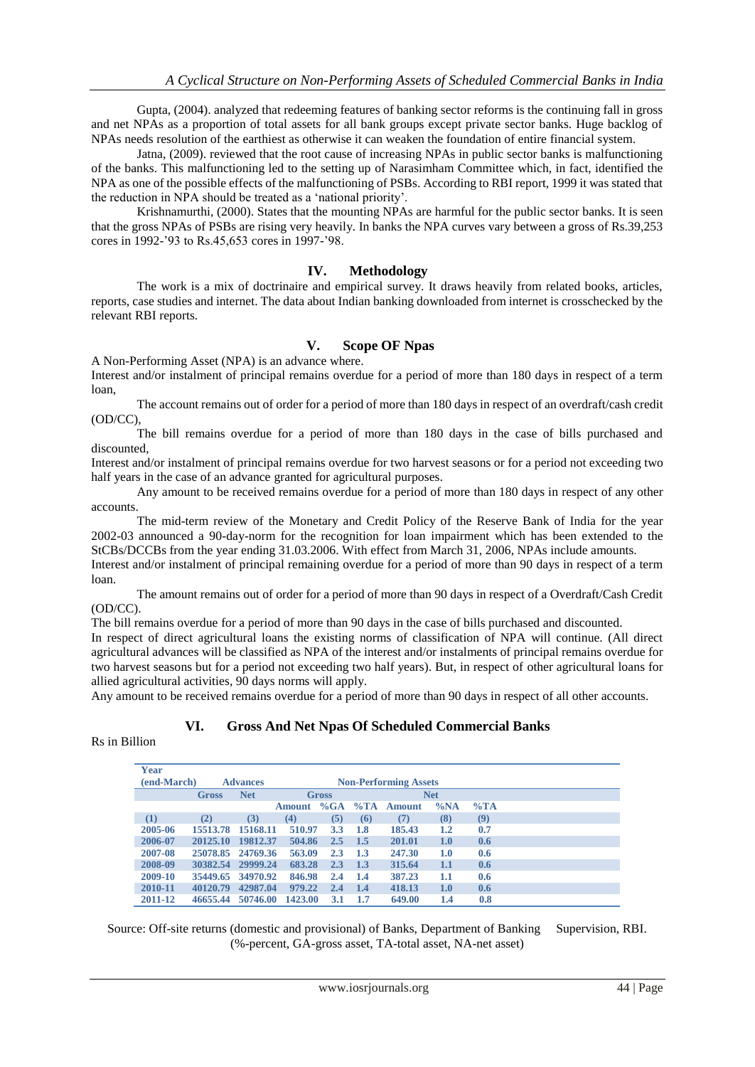Gupta, (2004). analyzed that redeeming features of banking sector reforms is the continuing fall in gross and net NPAs as a proportion of total assets for all bank groups except private sector banks. Huge backlog of NPAs needs resolution of the earthiest as otherwise it can weaken the foundation of entire financial system.

Jatna, (2009). reviewed that the root cause of increasing NPAs in public sector banks is malfunctioning of the banks. This malfunctioning led to the setting up of Narasimham Committee which, in fact, identified the NPA as one of the possible effects of the malfunctioning of PSBs. According to RBI report, 1999 it was stated that the reduction in NPA should be treated as a 'national priority'.

Krishnamurthi, (2000). States that the mounting NPAs are harmful for the public sector banks. It is seen that the gross NPAs of PSBs are rising very heavily. In banks the NPA curves vary between a gross of Rs.39,253 cores in 1992-'93 to Rs.45,653 cores in 1997-'98.

## IV. Methodology

The work is a mix of doctrinaire and empirical survey. It draws heavily from related books, articles, reports, case studies and internet. The data about Indian banking downloaded from internet is crosschecked by the relevant RBI reports.

## V. Scope OF Npas

A Non-Performing Asset (NPA) is an advance where.

Interest and/or instalment of principal remains overdue for a period of more than 180 days in respect of a term loan,

The account remains out of order for a period of more than 180 days in respect of an overdraft/cash credit (OD/CC),

The bill remains overdue for a period of more than 180 days in the case of bills purchased and discounted,

Interest and/or instalment of principal remains overdue for two harvest seasons or for a period not exceeding two half years in the case of an advance granted for agricultural purposes.

Any amount to be received remains overdue for a period of more than 180 days in respect of any other accounts.

The mid-term review of the Monetary and Credit Policy of the Reserve Bank of India for the year 2002-03 announced a 90-day-norm for the recognition for loan impairment which has been extended to the StCBs/DCCBs from the year ending 31.03.2006. With effect from March 31, 2006, NPAs include amounts.

Interest and/or instalment of principal remaining overdue for a period of more than 90 days in respect of a term loan.

The amount remains out of order for a period of more than 90 days in respect of a Overdraft/Cash Credit (OD/CC).

The bill remains overdue for a period of more than 90 days in the case of bills purchased and discounted.

In respect of direct agricultural loans the existing norms of classification of NPA will continue. (All direct agricultural advances will be classified as NPA of the interest and/or instalments of principal remains overdue for two harvest seasons but for a period not exceeding two half years). But, in respect of other agricultural loans for allied agricultural activities, 90 days norms will apply.

Any amount to be received remains overdue for a period of more than 90 days in respect of all other accounts.

## VI. Gross And Net Npas Of Scheduled Commercial Banks

Rs in Billion

| Year (end-March) | Advances | | Non-Performing Assets | | | | | |
|---|---|---|---|---|---|---|---|---|
| | Gross | Net | Gross | | | Net | | |
| | | | Amount | %GA | %TA | Amount | %NA | %TA |
| (1) | (2) | (3) | (4) | (5) | (6) | (7) | (8) | (9) |
| 2005-06 | 15513.78 | 15168.11 | 510.97 | 3.3 | 1.8 | 185.43 | 1.2 | 0.7 |
| 2006-07 | 20125.10 | 19812.37 | 504.86 | 2.5 | 1.5 | 201.01 | 1.0 | 0.6 |
| 2007-08 | 25078.85 | 24769.36 | 563.09 | 2.3 | 1.3 | 247.30 | 1.0 | 0.6 |
| 2008-09 | 30382.54 | 29999.24 | 683.28 | 2.3 | 1.3 | 315.64 | 1.1 | 0.6 |
| 2009-10 | 35449.65 | 34970.92 | 846.98 | 2.4 | 1.4 | 387.23 | 1.1 | 0.6 |
| 2010-11 | 40120.79 | 42987.04 | 979.22 | 2.4 | 1.4 | 418.13 | 1.0 | 0.6 |
| 2011-12 | 46655.44 | 50746.00 | 1423.00 | 3.1 | 1.7 | 649.00 | 1.4 | 0.8 |

Source: Off-site returns (domestic and provisional) of Banks, Department of Banking Supervision, RBI. (%-percent, GA-gross asset, TA-total asset, NA-net asset)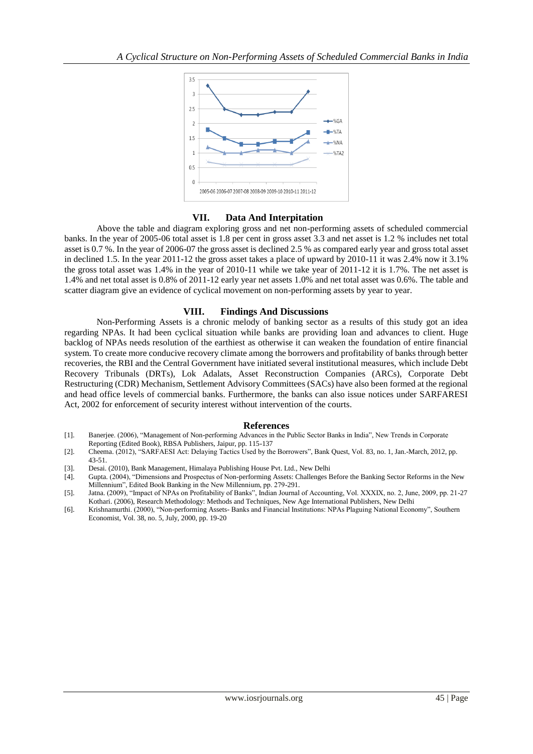3.5
3
2.5
2
1.5
1
0.5
0

2005-06 2006-07 2007-08 2008-09 2009-10 2010-11 2011-12

%GA
%TA
%NA
%TA2

## VII. Data And Interpitation

Above the table and diagram exploring gross and net non-performing assets of scheduled commercial banks. In the year of 2005-06 total asset is 1.8 per cent in gross asset 3.3 and net asset is 1.2 % includes net total asset is 0.7 %. In the year of 2006-07 the gross asset is declined 2.5 % as compared early year and gross total asset in declined 1.5. In the year 2011-12 the gross asset takes a place of upward by 2010-11 it was 2.4% now it 3.1% the gross total asset was 1.4% in the year of 2010-11 while we take year of 2011-12 it is 1.7%. The net asset is 1.4% and net total asset is 0.8% of 2011-12 early year net assets 1.0% and net total asset was 0.6%. The table and scatter diagram give an evidence of cyclical movement on non-performing assets by year to year.

## VIII. Findings And Discussions

Non-Performing Assets is a chronic melody of banking sector as a results of this study got an idea regarding NPAs. It had been cyclical situation while banks are providing loan and advances to client. Huge backlog of NPAs needs resolution of the earthiest as otherwise it can weaken the foundation of entire financial system. To create more conducive recovery climate among the borrowers and profitability of banks through better recoveries, the RBI and the Central Government have initiated several institutional measures, which include Debt Recovery Tribunals (DRTs), Lok Adalats, Asset Reconstruction Companies (ARCs), Corporate Debt Restructuring (CDR) Mechanism, Settlement Advisory Committees (SACs) have also been formed at the regional and head office levels of commercial banks. Furthermore, the banks can also issue notices under SARFARESI Act, 2002 for enforcement of security interest without intervention of the courts.

## References

[1]. Banerjee. (2006), "Management of Non-performing Advances in the Public Sector Banks in India", New Trends in Corporate Reporting (Edited Book), RBSA Publishers, Jaipur, pp. 115-137

[2]. Cheema. (2012), "SARFAESI Act: Delaying Tactics Used by the Borrowers", Bank Quest, Vol. 83, no. 1, Jan.-March, 2012, pp. 43-51.

[3]. Desai. (2010), Bank Management, Himalaya Publishing House Pvt. Ltd., New Delhi

[4]. Gupta. (2004), "Dimensions and Prospectus of Non-performing Assets: Challenges Before the Banking Sector Reforms in the New Millennium", Edited Book Banking in the New Millennium, pp. 279-291.

[5]. Jatna. (2009), "Impact of NPAs on Profitability of Banks", Indian Journal of Accounting, Vol. XXXIX, no. 2, June, 2009, pp. 21-27 Kothari. (2006), Research Methodology: Methods and Techniques, New Age International Publishers, New Delhi

[6]. Krishnamurthi. (2000), "Non-performing Assets- Banks and Financial Institutions: NPAs Plaguing National Economy", Southern Economist, Vol. 38, no. 5, July, 2000, pp. 19-20